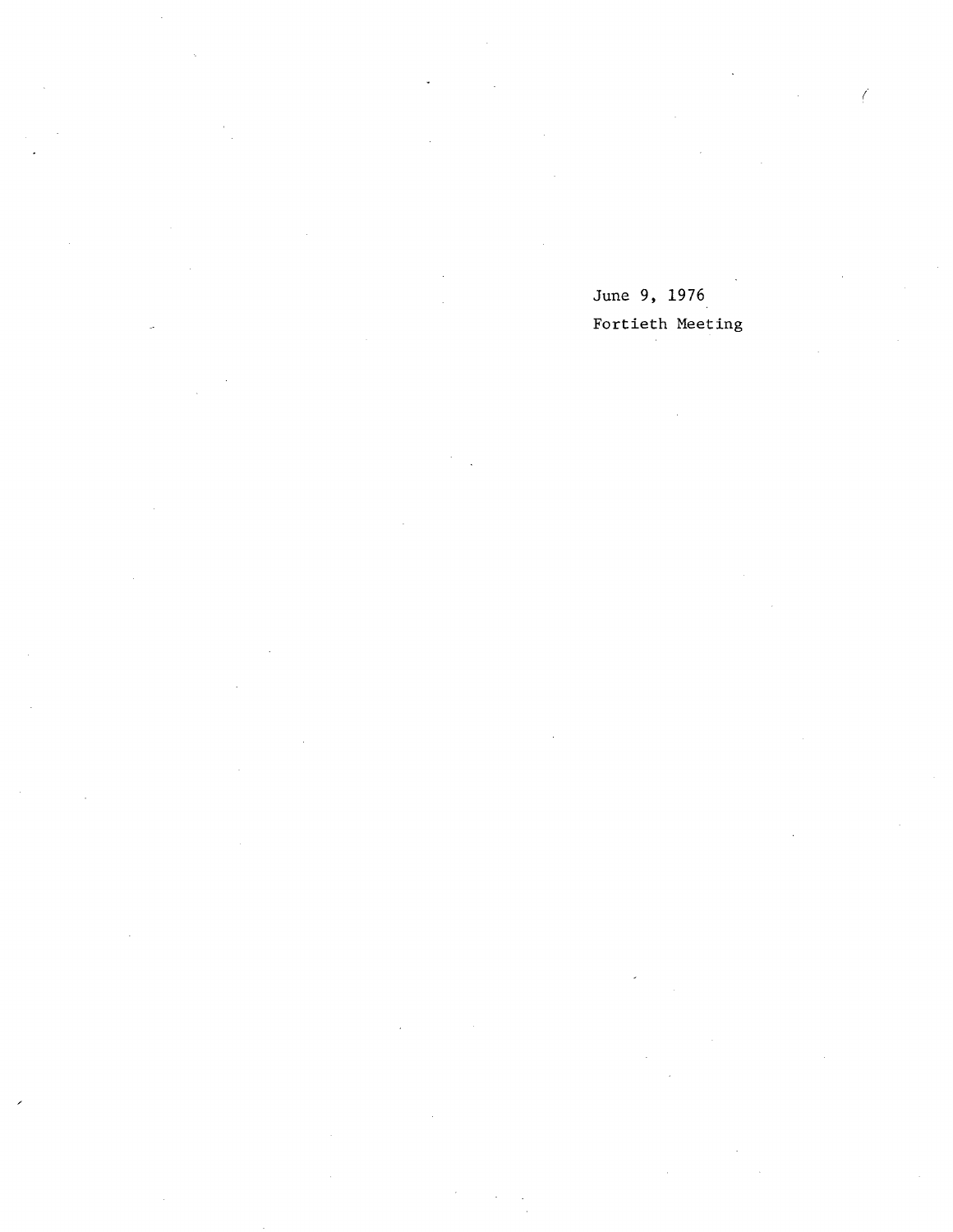June 9, 1976

Fortieth Meeting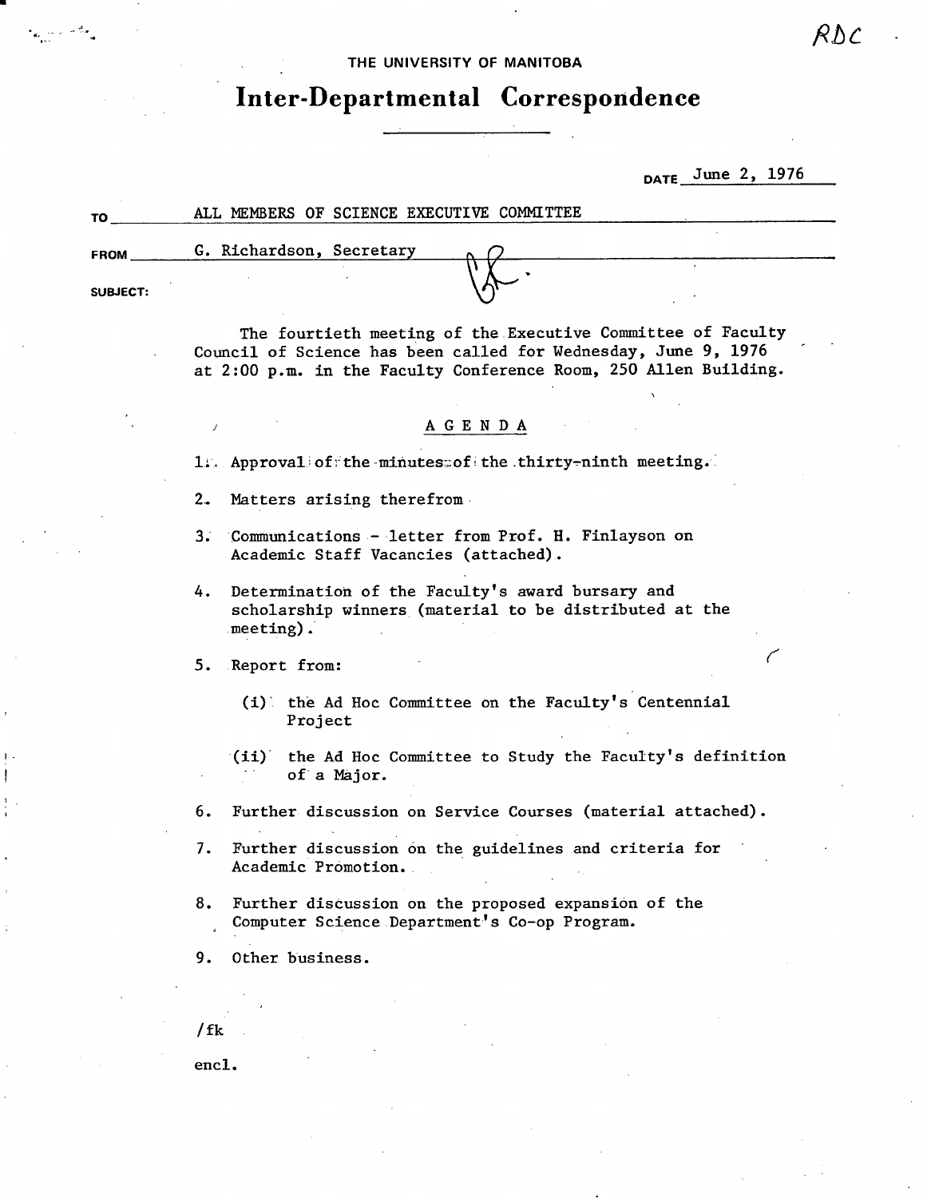RDC

THE UNIVERSITY OF MANITOBA

# Inter-Departmental Correspondence

DATE June 2, 1976

TO ALL MEMBERS OF SCIENCE EXECUTIVE COMMITTEE

FROM G. Richardson, Secretary

SUBJECT:

The fourtieth meeting of the Executive Committee of Faculty Council of Science has been called for Wednesday, June 9, 1976 at 2:00 p.m. in the Faculty Conference Room, 250 Allen Building.

## AGENDA

1. Approval of the minutes of the thirty-ninth meeting.
2. Matters arising therefrom
3. Communications - letter from Prof. H. Finlayson on Academic Staff Vacancies (attached).
4. Determination of the Faculty's award bursary and scholarship winners (material to be distributed at the meeting).
5. Report from:
   (i) the Ad Hoc Committee on the Faculty's Centennial Project
   (ii) the Ad Hoc Committee to Study the Faculty's definition of a Major.
6. Further discussion on Service Courses (material attached).
7. Further discussion on the guidelines and criteria for Academic Promotion.
8. Further discussion on the proposed expansion of the Computer Science Department's Co-op Program.
9. Other business.

/fk

encl.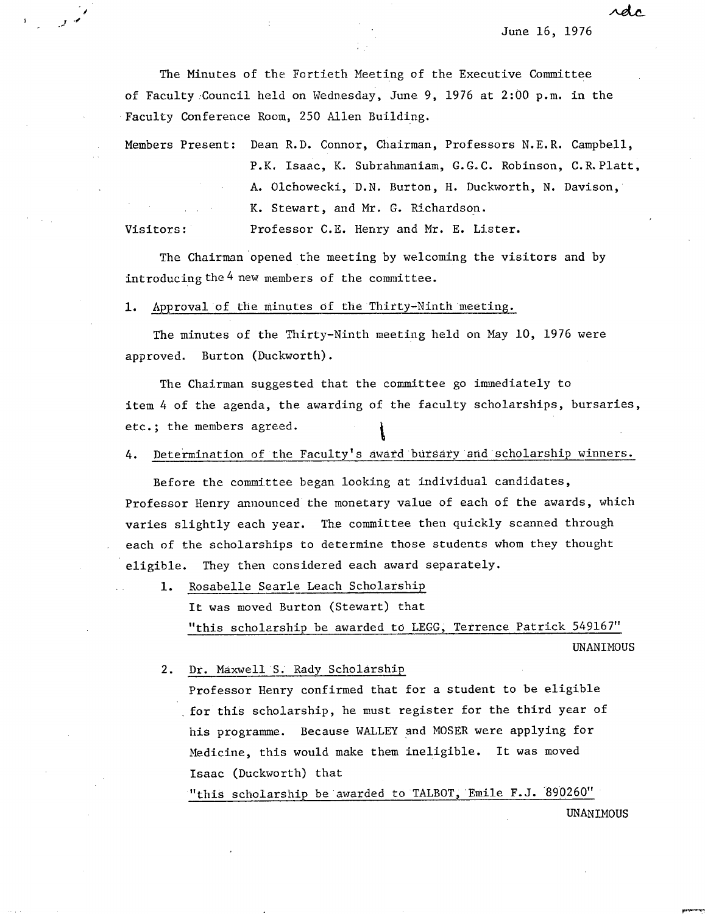rdc

June 16, 1976

The Minutes of the Fortieth Meeting of the Executive Committee of Faculty Council held on Wednesday, June 9, 1976 at 2:00 p.m. in the Faculty Conference Room, 250 Allen Building.

Members Present: Dean R.D. Connor, Chairman, Professors N.E.R. Campbell, P.K. Isaac, K. Subrahmaniam, G.G.C. Robinson, C.R. Platt, A. Olchowecki, D.N. Burton, H. Duckworth, N. Davison, K. Stewart, and Mr. G. Richardson.

Visitors: Professor C.E. Henry and Mr. E. Lister.

The Chairman opened the meeting by welcoming the visitors and by introducing the 4 new members of the committee.

1. Approval of the minutes of the Thirty-Ninth meeting.

The minutes of the Thirty-Ninth meeting held on May 10, 1976 were approved. Burton (Duckworth).

The Chairman suggested that the committee go immediately to item 4 of the agenda, the awarding of the faculty scholarships, bursaries, etc.; the members agreed.

4. Determination of the Faculty's award bursary and scholarship winners.

Before the committee began looking at individual candidates, Professor Henry announced the monetary value of each of the awards, which varies slightly each year. The committee then quickly scanned through each of the scholarships to determine those students whom they thought eligible. They then considered each award separately.

1. Rosabelle Searle Leach Scholarship

   It was moved Burton (Stewart) that

   "this scholarship be awarded to LEGG, Terrence Patrick 549167"

   UNANIMOUS

2. Dr. Maxwell S. Rady Scholarship

   Professor Henry confirmed that for a student to be eligible for this scholarship, he must register for the third year of his programme. Because WALLEY and MOSER were applying for Medicine, this would make them ineligible. It was moved Isaac (Duckworth) that

   "this scholarship be awarded to TALBOT, Emile F.J. 890260"

   UNANIMOUS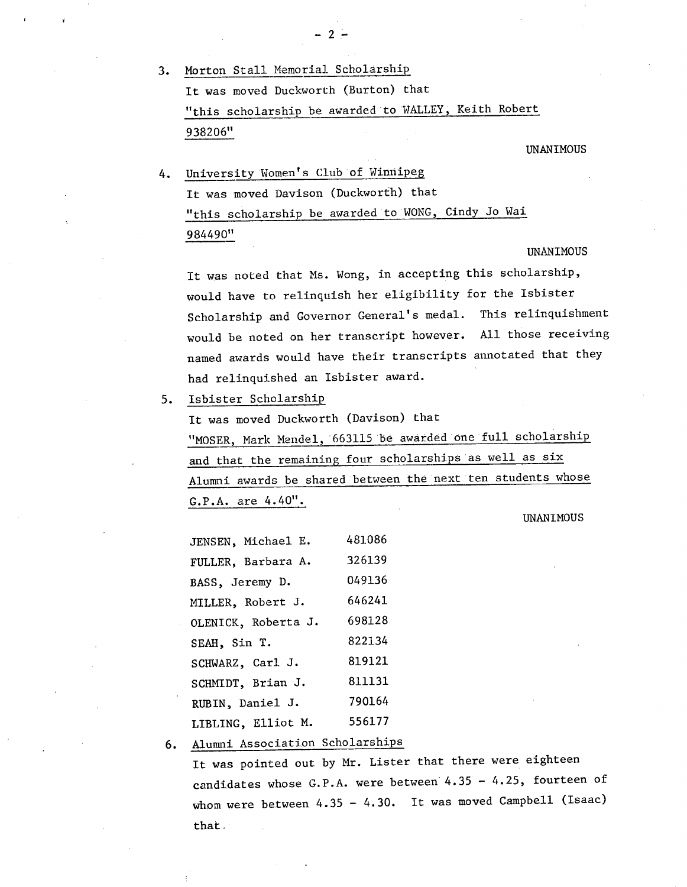3. Morton Stall Memorial Scholarship

   It was moved Duckworth (Burton) that
   "this scholarship be awarded to WALLEY, Keith Robert 938206"

   UNANIMOUS

4. University Women's Club of Winnipeg

   It was moved Davison (Duckworth) that
   "this scholarship be awarded to WONG, Cindy Jo Wai 984490"

   UNANIMOUS

   It was noted that Ms. Wong, in accepting this scholarship, would have to relinquish her eligibility for the Isbister Scholarship and Governor General's medal. This relinquishment would be noted on her transcript however. All those receiving named awards would have their transcripts annotated that they had relinquished an Isbister award.

5. Isbister Scholarship

   It was moved Duckworth (Davison) that
   "MOSER, Mark Mendel, 663115 be awarded one full scholarship and that the remaining four scholarships as well as six Alumni awards be shared between the next ten students whose G.P.A. are 4.40".

   UNANIMOUS

| Name | Number |
|---|---|
| JENSEN, Michael E. | 481086 |
| FULLER, Barbara A. | 326139 |
| BASS, Jeremy D. | 049136 |
| MILLER, Robert J. | 646241 |
| OLENICK, Roberta J. | 698128 |
| SEAH, Sin T. | 822134 |
| SCHWARZ, Carl J. | 819121 |
| SCHMIDT, Brian J. | 811131 |
| RUBIN, Daniel J. | 790164 |
| LIBLING, Elliot M. | 556177 |

6. Alumni Association Scholarships

   It was pointed out by Mr. Lister that there were eighteen candidates whose G.P.A. were between 4.35 - 4.25, fourteen of whom were between 4.35 - 4.30. It was moved Campbell (Isaac) that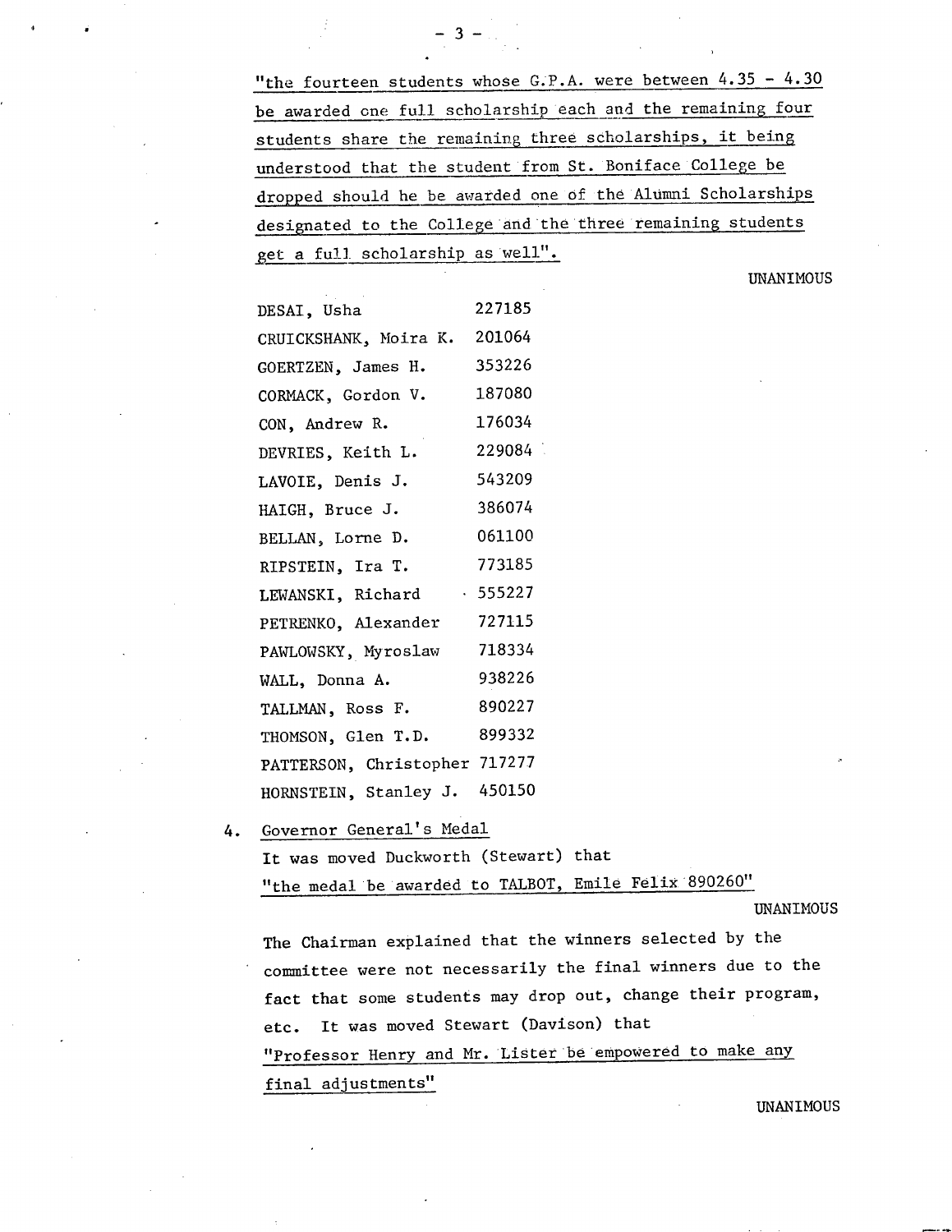"the fourteen students whose G.P.A. were between 4.35 - 4.30 be awarded one full scholarship each and the remaining four students share the remaining three scholarships, it being understood that the student from St. Boniface College be dropped should he be awarded one of the Alumni Scholarships designated to the College and the three remaining students get a full scholarship as well".

UNANIMOUS

| | |
|---|---|
| DESAI, Usha | 227185 |
| CRUICKSHANK, Moira K. | 201064 |
| GOERTZEN, James H. | 353226 |
| CORMACK, Gordon V. | 187080 |
| CON, Andrew R. | 176034 |
| DEVRIES, Keith L. | 229084 |
| LAVOIE, Denis J. | 543209 |
| HAIGH, Bruce J. | 386074 |
| BELLAN, Lorne D. | 061100 |
| RIPSTEIN, Ira T. | 773185 |
| LEWANSKI, Richard | 555227 |
| PETRENKO, Alexander | 727115 |
| PAWLOWSKY, Myroslaw | 718334 |
| WALL, Donna A. | 938226 |
| TALLMAN, Ross F. | 890227 |
| THOMSON, Glen T.D. | 899332 |
| PATTERSON, Christopher | 717277 |
| HORNSTEIN, Stanley J. | 450150 |

4. Governor General's Medal

It was moved Duckworth (Stewart) that

"the medal be awarded to TALBOT, Emile Felix 890260"

UNANIMOUS

The Chairman explained that the winners selected by the committee were not necessarily the final winners due to the fact that some students may drop out, change their program, etc. It was moved Stewart (Davison) that

"Professor Henry and Mr. Lister be empowered to make any final adjustments"

UNANIMOUS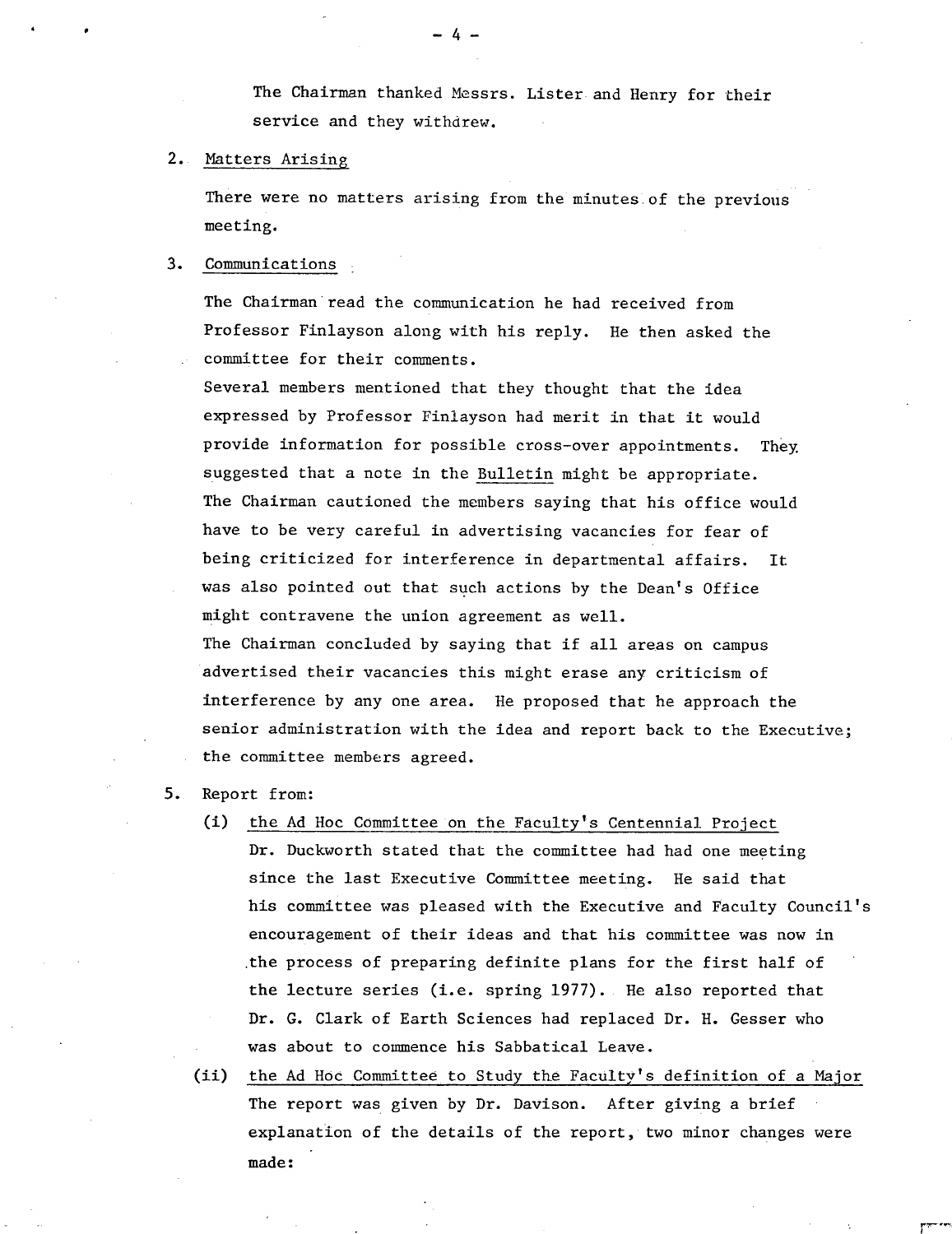The Chairman thanked Messrs. Lister and Henry for their service and they withdrew.

2. Matters Arising

   There were no matters arising from the minutes of the previous meeting.

3. Communications

   The Chairman read the communication he had received from Professor Finlayson along with his reply. He then asked the committee for their comments.

   Several members mentioned that they thought that the idea expressed by Professor Finlayson had merit in that it would provide information for possible cross-over appointments. They suggested that a note in the Bulletin might be appropriate.

   The Chairman cautioned the members saying that his office would have to be very careful in advertising vacancies for fear of being criticized for interference in departmental affairs. It was also pointed out that such actions by the Dean's Office might contravene the union agreement as well.

   The Chairman concluded by saying that if all areas on campus advertised their vacancies this might erase any criticism of interference by any one area. He proposed that he approach the senior administration with the idea and report back to the Executive; the committee members agreed.

5. Report from:

   (i) the Ad Hoc Committee on the Faculty's Centennial Project

   Dr. Duckworth stated that the committee had had one meeting since the last Executive Committee meeting. He said that his committee was pleased with the Executive and Faculty Council's encouragement of their ideas and that his committee was now in the process of preparing definite plans for the first half of the lecture series (i.e. spring 1977). He also reported that Dr. G. Clark of Earth Sciences had replaced Dr. H. Gesser who was about to commence his Sabbatical Leave.

   (ii) the Ad Hoc Committee to Study the Faculty's definition of a Major

   The report was given by Dr. Davison. After giving a brief explanation of the details of the report, two minor changes were made: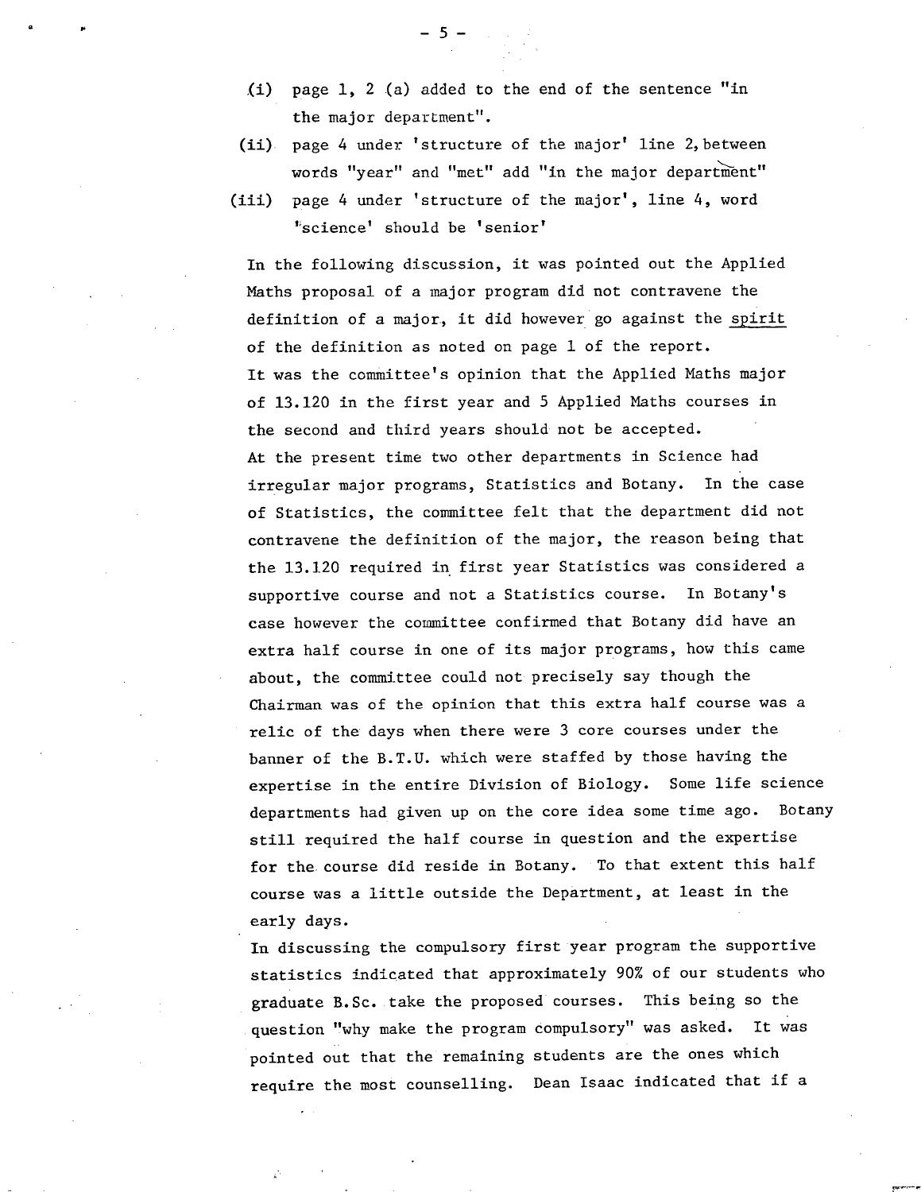(i) page 1, 2 (a) added to the end of the sentence "in the major department".

(ii) page 4 under 'structure of the major' line 2, between words "year" and "met" add "in the major department"

(iii) page 4 under 'structure of the major', line 4, word 'science' should be 'senior'

In the following discussion, it was pointed out the Applied Maths proposal of a major program did not contravene the definition of a major, it did however go against the spirit of the definition as noted on page 1 of the report. It was the committee's opinion that the Applied Maths major of 13.120 in the first year and 5 Applied Maths courses in the second and third years should not be accepted. At the present time two other departments in Science had irregular major programs, Statistics and Botany. In the case of Statistics, the committee felt that the department did not contravene the definition of the major, the reason being that the 13.120 required in first year Statistics was considered a supportive course and not a Statistics course. In Botany's case however the committee confirmed that Botany did have an extra half course in one of its major programs, how this came about, the committee could not precisely say though the Chairman was of the opinion that this extra half course was a relic of the days when there were 3 core courses under the banner of the B.T.U. which were staffed by those having the expertise in the entire Division of Biology. Some life science departments had given up on the core idea some time ago. Botany still required the half course in question and the expertise for the course did reside in Botany. To that extent this half course was a little outside the Department, at least in the early days.

In discussing the compulsory first year program the supportive statistics indicated that approximately 90% of our students who graduate B.Sc. take the proposed courses. This being so the question "why make the program compulsory" was asked. It was pointed out that the remaining students are the ones which require the most counselling. Dean Isaac indicated that if a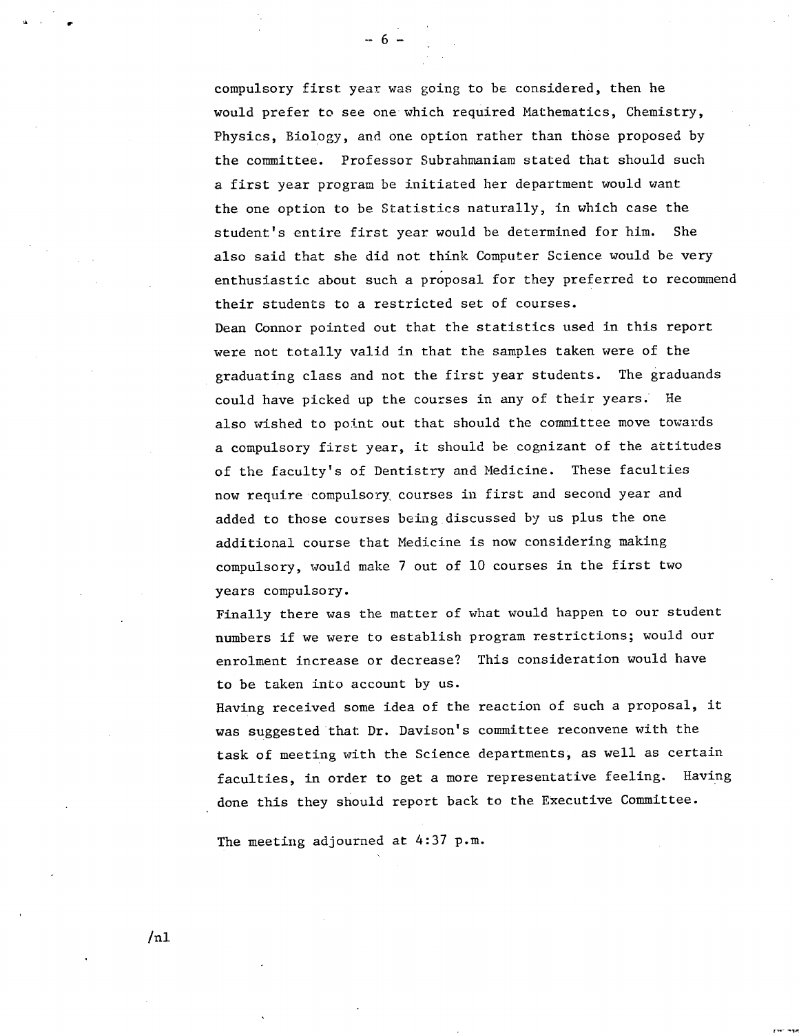compulsory first year was going to be considered, then he would prefer to see one which required Mathematics, Chemistry, Physics, Biology, and one option rather than those proposed by the committee. Professor Subrahmaniam stated that should such a first year program be initiated her department would want the one option to be Statistics naturally, in which case the student's entire first year would be determined for him. She also said that she did not think Computer Science would be very enthusiastic about such a proposal for they preferred to recommend their students to a restricted set of courses.

Dean Connor pointed out that the statistics used in this report were not totally valid in that the samples taken were of the graduating class and not the first year students. The graduands could have picked up the courses in any of their years. He also wished to point out that should the committee move towards a compulsory first year, it should be cognizant of the attitudes of the faculty's of Dentistry and Medicine. These faculties now require compulsory courses in first and second year and added to those courses being discussed by us plus the one additional course that Medicine is now considering making compulsory, would make 7 out of 10 courses in the first two years compulsory.

Finally there was the matter of what would happen to our student numbers if we were to establish program restrictions; would our enrolment increase or decrease? This consideration would have to be taken into account by us.

Having received some idea of the reaction of such a proposal, it was suggested that Dr. Davison's committee reconvene with the task of meeting with the Science departments, as well as certain faculties, in order to get a more representative feeling. Having done this they should report back to the Executive Committee.

The meeting adjourned at 4:37 p.m.

/nl